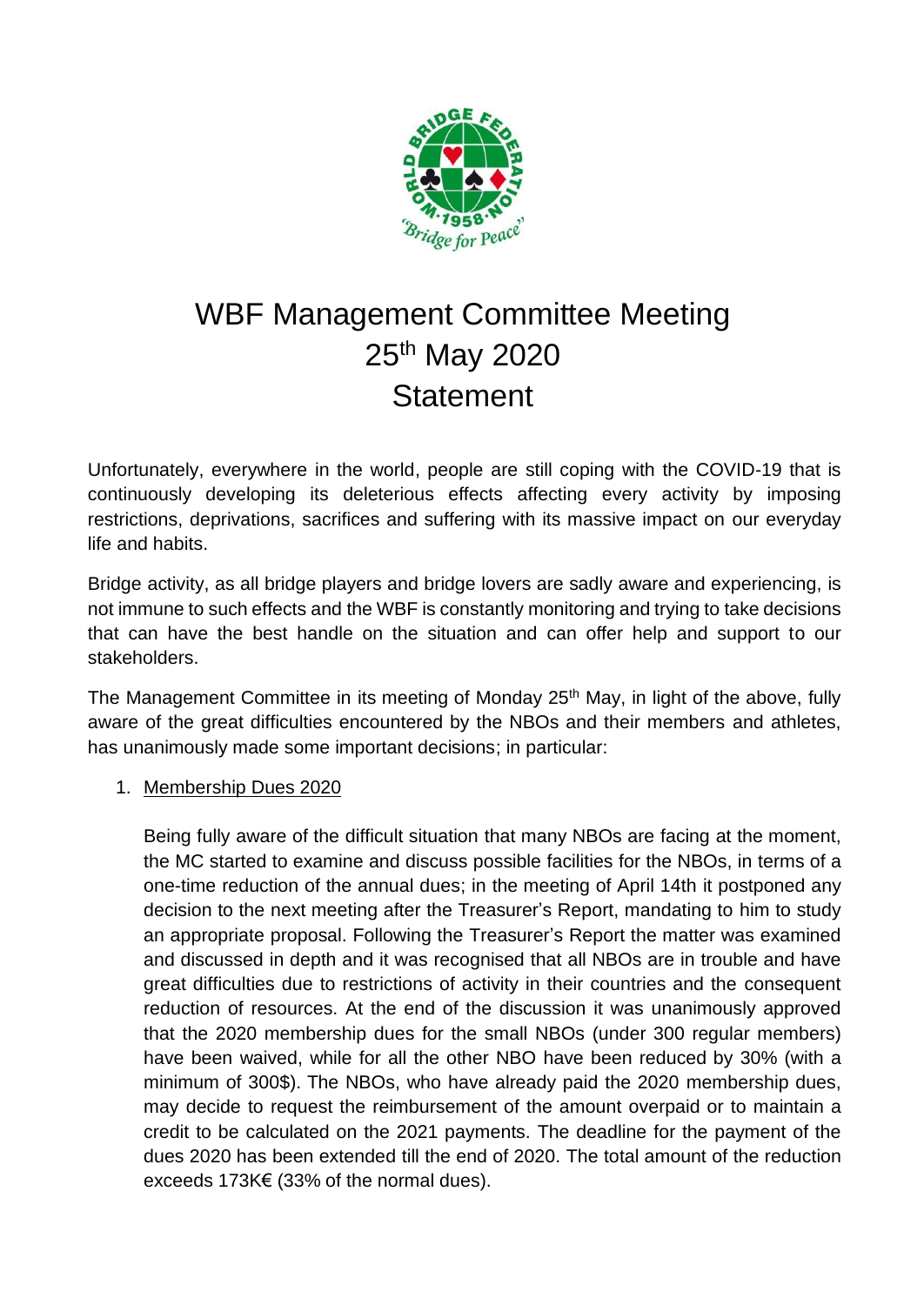# WBF Management Committee Meeting
## 25th May 2020
## Statement

Unfortunately, everywhere in the world, people are still coping with the COVID-19 that is continuously developing its deleterious effects affecting every activity by imposing restrictions, deprivations, sacrifices and suffering with its massive impact on our everyday life and habits.

Bridge activity, as all bridge players and bridge lovers are sadly aware and experiencing, is not immune to such effects and the WBF is constantly monitoring and trying to take decisions that can have the best handle on the situation and can offer help and support to our stakeholders.

The Management Committee in its meeting of Monday 25th May, in light of the above, fully aware of the great difficulties encountered by the NBOs and their members and athletes, has unanimously made some important decisions; in particular:

1. Membership Dues 2020

   Being fully aware of the difficult situation that many NBOs are facing at the moment, the MC started to examine and discuss possible facilities for the NBOs, in terms of a one-time reduction of the annual dues; in the meeting of April 14th it postponed any decision to the next meeting after the Treasurer's Report, mandating to him to study an appropriate proposal. Following the Treasurer's Report the matter was examined and discussed in depth and it was recognised that all NBOs are in trouble and have great difficulties due to restrictions of activity in their countries and the consequent reduction of resources. At the end of the discussion it was unanimously approved that the 2020 membership dues for the small NBOs (under 300 regular members) have been waived, while for all the other NBO have been reduced by 30% (with a minimum of 300$). The NBOs, who have already paid the 2020 membership dues, may decide to request the reimbursement of the amount overpaid or to maintain a credit to be calculated on the 2021 payments. The deadline for the payment of the dues 2020 has been extended till the end of 2020. The total amount of the reduction exceeds 173K€ (33% of the normal dues).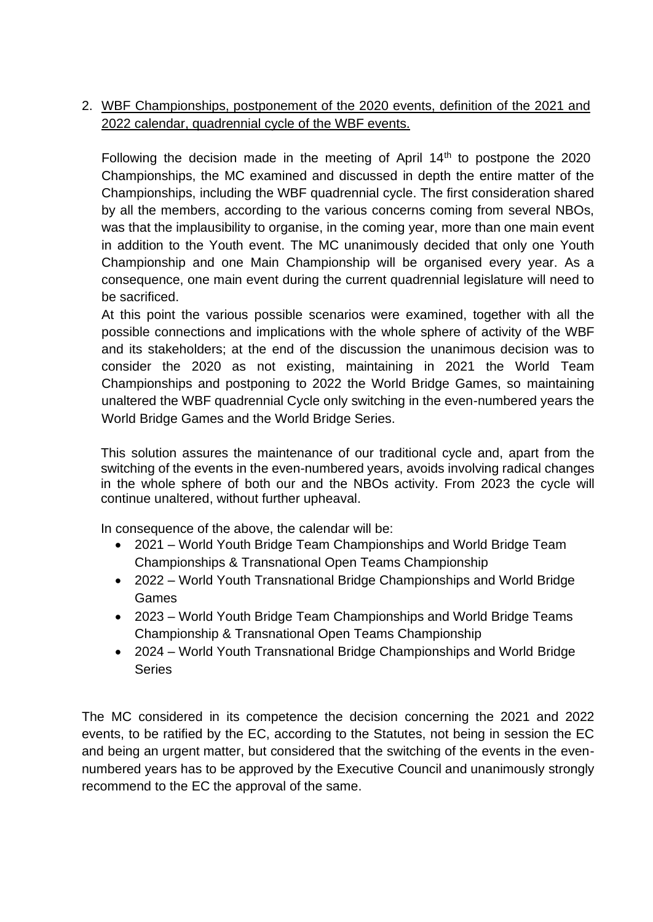2. <u>WBF Championships, postponement of the 2020 events, definition of the 2021 and 2022 calendar, quadrennial cycle of the WBF events.</u>

   Following the decision made in the meeting of April 14th to postpone the 2020 Championships, the MC examined and discussed in depth the entire matter of the Championships, including the WBF quadrennial cycle. The first consideration shared by all the members, according to the various concerns coming from several NBOs, was that the implausibility to organise, in the coming year, more than one main event in addition to the Youth event. The MC unanimously decided that only one Youth Championship and one Main Championship will be organised every year. As a consequence, one main event during the current quadrennial legislature will need to be sacrificed.

   At this point the various possible scenarios were examined, together with all the possible connections and implications with the whole sphere of activity of the WBF and its stakeholders; at the end of the discussion the unanimous decision was to consider the 2020 as not existing, maintaining in 2021 the World Team Championships and postponing to 2022 the World Bridge Games, so maintaining unaltered the WBF quadrennial Cycle only switching in the even-numbered years the World Bridge Games and the World Bridge Series.

   This solution assures the maintenance of our traditional cycle and, apart from the switching of the events in the even-numbered years, avoids involving radical changes in the whole sphere of both our and the NBOs activity. From 2023 the cycle will continue unaltered, without further upheaval.

   In consequence of the above, the calendar will be:

   - 2021 – World Youth Bridge Team Championships and World Bridge Team Championships & Transnational Open Teams Championship
   - 2022 – World Youth Transnational Bridge Championships and World Bridge Games
   - 2023 – World Youth Bridge Team Championships and World Bridge Teams Championship & Transnational Open Teams Championship
   - 2024 – World Youth Transnational Bridge Championships and World Bridge Series

The MC considered in its competence the decision concerning the 2021 and 2022 events, to be ratified by the EC, according to the Statutes, not being in session the EC and being an urgent matter, but considered that the switching of the events in the even-numbered years has to be approved by the Executive Council and unanimously strongly recommend to the EC the approval of the same.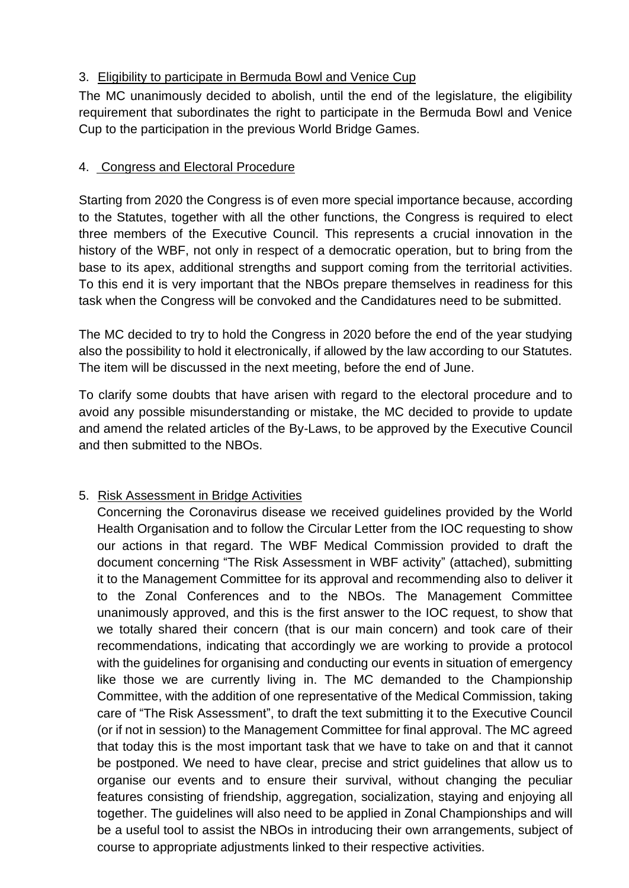3. Eligibility to participate in Bermuda Bowl and Venice Cup

The MC unanimously decided to abolish, until the end of the legislature, the eligibility requirement that subordinates the right to participate in the Bermuda Bowl and Venice Cup to the participation in the previous World Bridge Games.

4. Congress and Electoral Procedure

Starting from 2020 the Congress is of even more special importance because, according to the Statutes, together with all the other functions, the Congress is required to elect three members of the Executive Council. This represents a crucial innovation in the history of the WBF, not only in respect of a democratic operation, but to bring from the base to its apex, additional strengths and support coming from the territorial activities. To this end it is very important that the NBOs prepare themselves in readiness for this task when the Congress will be convoked and the Candidatures need to be submitted.

The MC decided to try to hold the Congress in 2020 before the end of the year studying also the possibility to hold it electronically, if allowed by the law according to our Statutes. The item will be discussed in the next meeting, before the end of June.

To clarify some doubts that have arisen with regard to the electoral procedure and to avoid any possible misunderstanding or mistake, the MC decided to provide to update and amend the related articles of the By-Laws, to be approved by the Executive Council and then submitted to the NBOs.

5. Risk Assessment in Bridge Activities

Concerning the Coronavirus disease we received guidelines provided by the World Health Organisation and to follow the Circular Letter from the IOC requesting to show our actions in that regard. The WBF Medical Commission provided to draft the document concerning "The Risk Assessment in WBF activity" (attached), submitting it to the Management Committee for its approval and recommending also to deliver it to the Zonal Conferences and to the NBOs. The Management Committee unanimously approved, and this is the first answer to the IOC request, to show that we totally shared their concern (that is our main concern) and took care of their recommendations, indicating that accordingly we are working to provide a protocol with the guidelines for organising and conducting our events in situation of emergency like those we are currently living in. The MC demanded to the Championship Committee, with the addition of one representative of the Medical Commission, taking care of "The Risk Assessment", to draft the text submitting it to the Executive Council (or if not in session) to the Management Committee for final approval. The MC agreed that today this is the most important task that we have to take on and that it cannot be postponed. We need to have clear, precise and strict guidelines that allow us to organise our events and to ensure their survival, without changing the peculiar features consisting of friendship, aggregation, socialization, staying and enjoying all together. The guidelines will also need to be applied in Zonal Championships and will be a useful tool to assist the NBOs in introducing their own arrangements, subject of course to appropriate adjustments linked to their respective activities.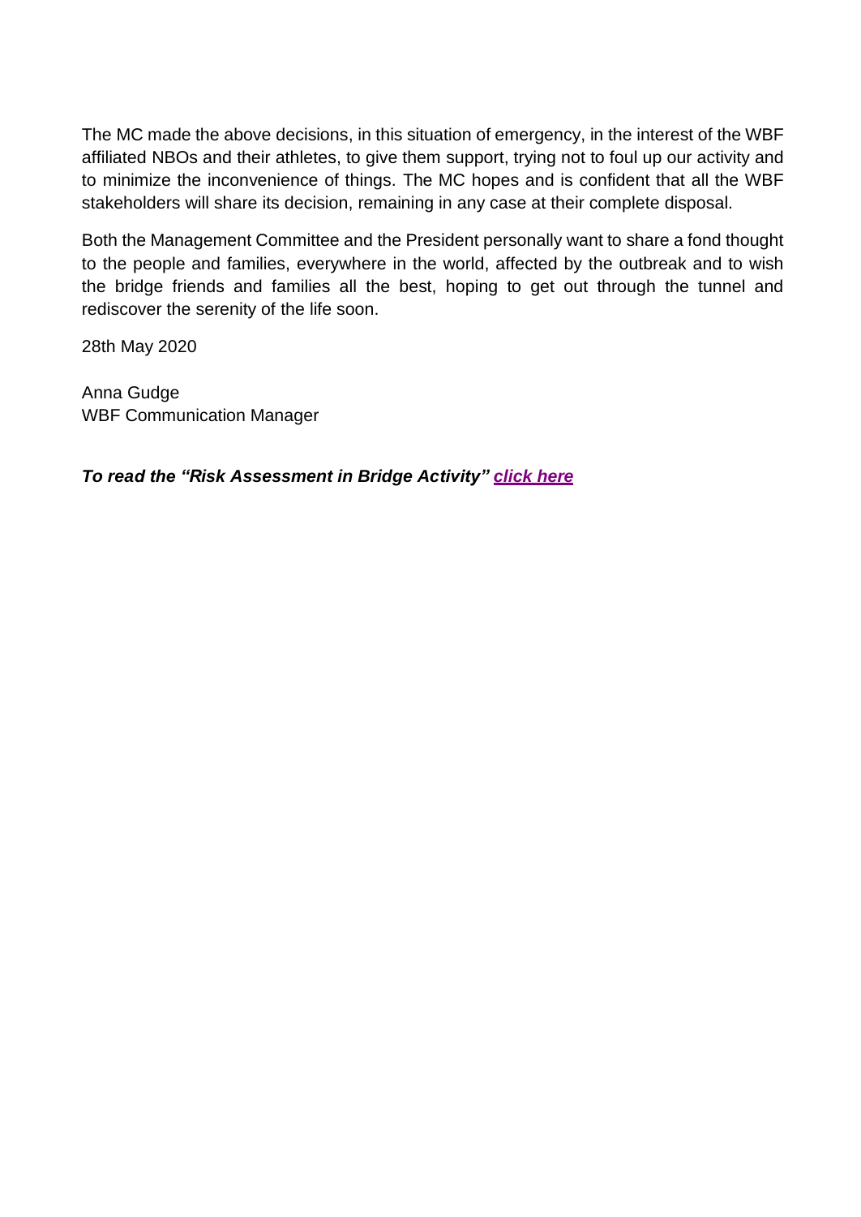The MC made the above decisions, in this situation of emergency, in the interest of the WBF affiliated NBOs and their athletes, to give them support, trying not to foul up our activity and to minimize the inconvenience of things. The MC hopes and is confident that all the WBF stakeholders will share its decision, remaining in any case at their complete disposal.

Both the Management Committee and the President personally want to share a fond thought to the people and families, everywhere in the world, affected by the outbreak and to wish the bridge friends and families all the best, hoping to get out through the tunnel and rediscover the serenity of the life soon.

28th May 2020

Anna Gudge
WBF Communication Manager

***To read the "Risk Assessment in Bridge Activity" click here***